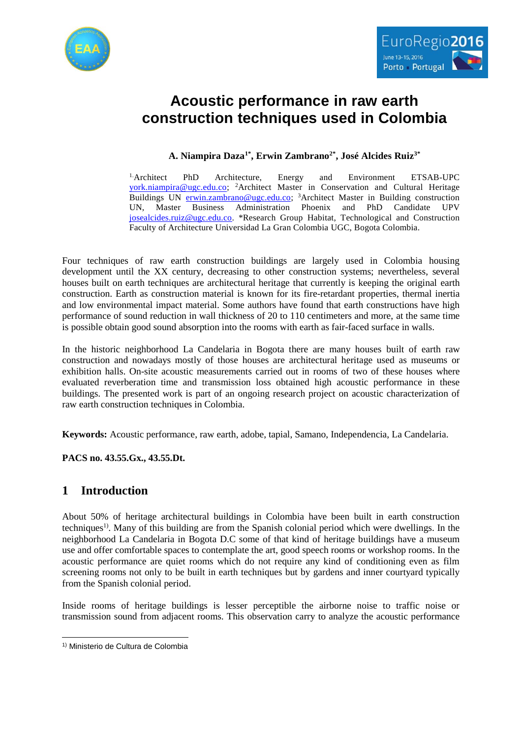# Acoustic performance in raw earth construction techniques used in Colombia

**A. Niampira Daza[1*], Erwin Zambrano[2*], José Alcides Ruiz[3*]**

[1.] Architect PhD Architecture, Energy and Environment ETSAB-UPC york.niampira@ugc.edu.co; [2]Architect Master in Conservation and Cultural Heritage Buildings UN erwin.zambrano@ugc.edu.co; [3]Architect Master in Building construction UN, Master Business Administration Phoenix and PhD Candidate UPV josealcides.ruiz@ugc.edu.co. *Research Group Habitat, Technological and Construction Faculty of Architecture Universidad La Gran Colombia UGC, Bogota Colombia.

Four techniques of raw earth construction buildings are largely used in Colombia housing development until the XX century, decreasing to other construction systems; nevertheless, several houses built on earth techniques are architectural heritage that currently is keeping the original earth construction. Earth as construction material is known for its fire-retardant properties, thermal inertia and low environmental impact material. Some authors have found that earth constructions have high performance of sound reduction in wall thickness of 20 to 110 centimeters and more, at the same time is possible obtain good sound absorption into the rooms with earth as fair-faced surface in walls.

In the historic neighborhood La Candelaria in Bogota there are many houses built of earth raw construction and nowadays mostly of those houses are architectural heritage used as museums or exhibition halls. On-site acoustic measurements carried out in rooms of two of these houses where evaluated reverberation time and transmission loss obtained high acoustic performance in these buildings. The presented work is part of an ongoing research project on acoustic characterization of raw earth construction techniques in Colombia.

**Keywords:** Acoustic performance, raw earth, adobe, tapial, Samano, Independencia, La Candelaria.

**PACS no. 43.55.Gx., 43.55.Dt.**

## 1 Introduction

About 50% of heritage architectural buildings in Colombia have been built in earth construction techniques[1)]. Many of this building are from the Spanish colonial period which were dwellings. In the neighborhood La Candelaria in Bogota D.C some of that kind of heritage buildings have a museum use and offer comfortable spaces to contemplate the art, good speech rooms or workshop rooms. In the acoustic performance are quiet rooms which do not require any kind of conditioning even as film screening rooms not only to be built in earth techniques but by gardens and inner courtyard typically from the Spanish colonial period.

Inside rooms of heritage buildings is lesser perceptible the airborne noise to traffic noise or transmission sound from adjacent rooms. This observation carry to analyze the acoustic performance

---

[1)] Ministerio de Cultura de Colombia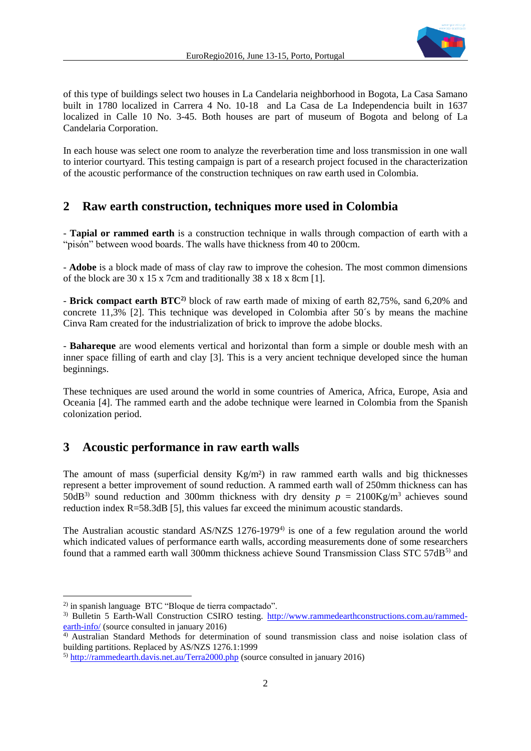of this type of buildings select two houses in La Candelaria neighborhood in Bogota, La Casa Samano built in 1780 localized in Carrera 4 No. 10-18 and La Casa de La Independencia built in 1637 localized in Calle 10 No. 3-45. Both houses are part of museum of Bogota and belong of La Candelaria Corporation.

In each house was select one room to analyze the reverberation time and loss transmission in one wall to interior courtyard. This testing campaign is part of a research project focused in the characterization of the acoustic performance of the construction techniques on raw earth used in Colombia.

## 2 Raw earth construction, techniques more used in Colombia

- **Tapial or rammed earth** is a construction technique in walls through compaction of earth with a "pisón" between wood boards. The walls have thickness from 40 to 200cm.

- **Adobe** is a block made of mass of clay raw to improve the cohesion. The most common dimensions of the block are 30 x 15 x 7cm and traditionally 38 x 18 x 8cm [1].

- **Brick compact earth BTC[2)]** block of raw earth made of mixing of earth 82,75%, sand 6,20% and concrete 11,3% [2]. This technique was developed in Colombia after 50´s by means the machine Cinva Ram created for the industrialization of brick to improve the adobe blocks.

- **Bahareque** are wood elements vertical and horizontal than form a simple or double mesh with an inner space filling of earth and clay [3]. This is a very ancient technique developed since the human beginnings.

These techniques are used around the world in some countries of America, Africa, Europe, Asia and Oceania [4]. The rammed earth and the adobe technique were learned in Colombia from the Spanish colonization period.

## 3 Acoustic performance in raw earth walls

The amount of mass (superficial density Kg/m²) in raw rammed earth walls and big thicknesses represent a better improvement of sound reduction. A rammed earth wall of 250mm thickness can has 50dB[3)] sound reduction and 300mm thickness with dry density $p$ = 2100Kg/m³ achieves sound reduction index R=58.3dB [5], this values far exceed the minimum acoustic standards.

The Australian acoustic standard AS/NZS 1276-1979[4)] is one of a few regulation around the world which indicated values of performance earth walls, according measurements done of some researchers found that a rammed earth wall 300mm thickness achieve Sound Transmission Class STC 57dB[5)] and

---

2) in spanish language BTC "Bloque de tierra compactado".

3) Bulletin 5 Earth-Wall Construction CSIRO testing. http://www.rammedearthconstructions.com.au/rammed-earth-info/ (source consulted in january 2016)

4) Australian Standard Methods for determination of sound transmission class and noise isolation class of building partitions. Replaced by AS/NZS 1276.1:1999

5) http://rammedearth.davis.net.au/Terra2000.php (source consulted in january 2016)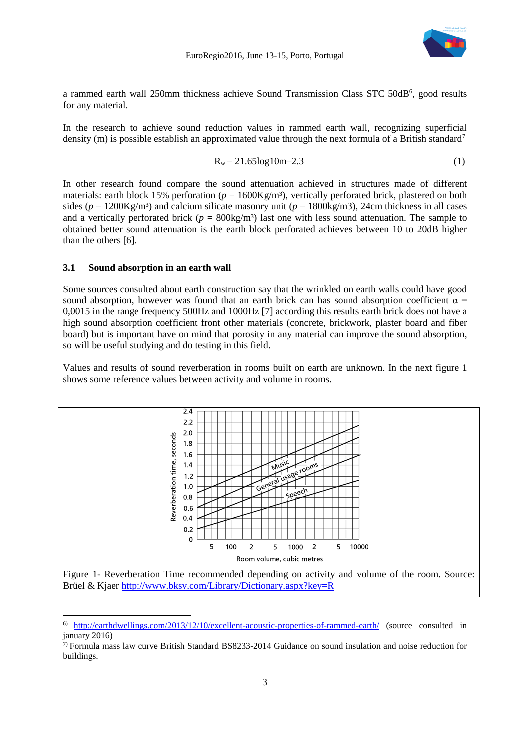a rammed earth wall 250mm thickness achieve Sound Transmission Class STC 50dB[6], good results for any material.

In the research to achieve sound reduction values in rammed earth wall, recognizing superficial density (m) is possible establish an approximated value through the next formula of a British standard[7]

$$R_w = 21.65\log 10m - 2.3 \tag{1}$$

In other research found compare the sound attenuation achieved in structures made of different materials: earth block 15% perforation ($p$ = 1600Kg/m³), vertically perforated brick, plastered on both sides ($p$ = 1200Kg/m³) and calcium silicate masonry unit ($p$ = 1800kg/m3), 24cm thickness in all cases and a vertically perforated brick ($p$ = 800kg/m³) last one with less sound attenuation. The sample to obtained better sound attenuation is the earth block perforated achieves between 10 to 20dB higher than the others [6].

### 3.1 Sound absorption in an earth wall

Some sources consulted about earth construction say that the wrinkled on earth walls could have good sound absorption, however was found that an earth brick can has sound absorption coefficient $\alpha$ = 0,0015 in the range frequency 500Hz and 1000Hz [7] according this results earth brick does not have a high sound absorption coefficient front other materials (concrete, brickwork, plaster board and fiber board) but is important have on mind that porosity in any material can improve the sound absorption, so will be useful studying and do testing in this field.

Values and results of sound reverberation in rooms built on earth are unknown. In the next figure 1 shows some reference values between activity and volume in rooms.

Figure 1- Reverberation Time recommended depending on activity and volume of the room. Source: Brüel & Kjaer http://www.bksv.com/Library/Dictionary.aspx?key=R

---

6) http://earthdwellings.com/2013/12/10/excellent-acoustic-properties-of-rammed-earth/ (source consulted in january 2016)

7) Formula mass law curve British Standard BS8233-2014 Guidance on sound insulation and noise reduction for buildings.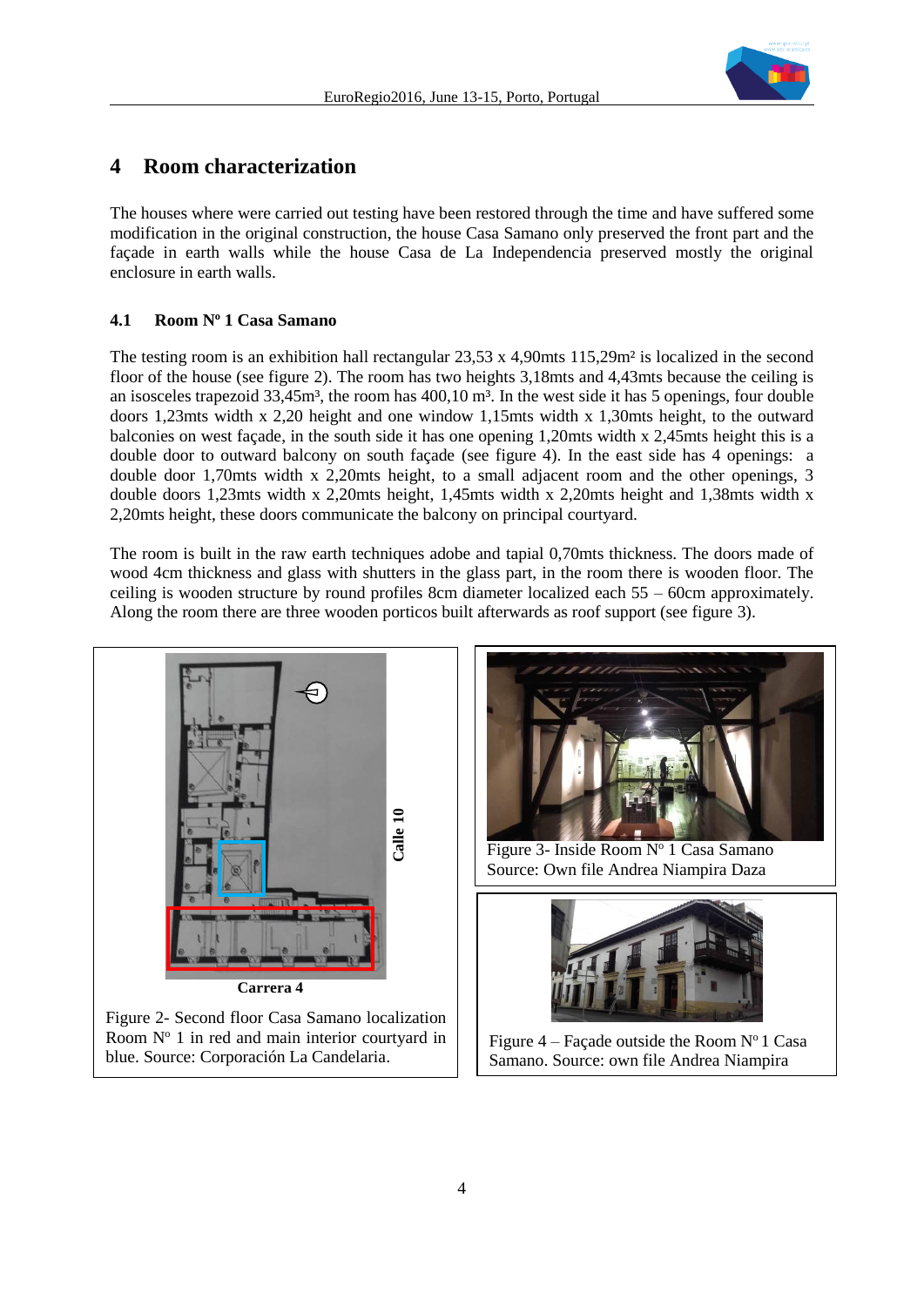# 4 Room characterization

The houses where were carried out testing have been restored through the time and have suffered some modification in the original construction, the house Casa Samano only preserved the front part and the façade in earth walls while the house Casa de La Independencia preserved mostly the original enclosure in earth walls.

## 4.1 Room Nº 1 Casa Samano

The testing room is an exhibition hall rectangular 23,53 x 4,90mts 115,29m² is localized in the second floor of the house (see figure 2). The room has two heights 3,18mts and 4,43mts because the ceiling is an isosceles trapezoid 33,45m³, the room has 400,10 m³. In the west side it has 5 openings, four double doors 1,23mts width x 2,20 height and one window 1,15mts width x 1,30mts height, to the outward balconies on west façade, in the south side it has one opening 1,20mts width x 2,45mts height this is a double door to outward balcony on south façade (see figure 4). In the east side has 4 openings: a double door 1,70mts width x 2,20mts height, to a small adjacent room and the other openings, 3 double doors 1,23mts width x 2,20mts height, 1,45mts width x 2,20mts height and 1,38mts width x 2,20mts height, these doors communicate the balcony on principal courtyard.

The room is built in the raw earth techniques adobe and tapial 0,70mts thickness. The doors made of wood 4cm thickness and glass with shutters in the glass part, in the room there is wooden floor. The ceiling is wooden structure by round profiles 8cm diameter localized each 55 – 60cm approximately. Along the room there are three wooden porticos built afterwards as roof support (see figure 3).

Calle 10

Carrera 4

Figure 2- Second floor Casa Samano localization Room Nº 1 in red and main interior courtyard in blue. Source: Corporación La Candelaria.

Figure 3- Inside Room Nº 1 Casa Samano Source: Own file Andrea Niampira Daza

Figure 4 – Façade outside the Room Nº 1 Casa Samano. Source: own file Andrea Niampira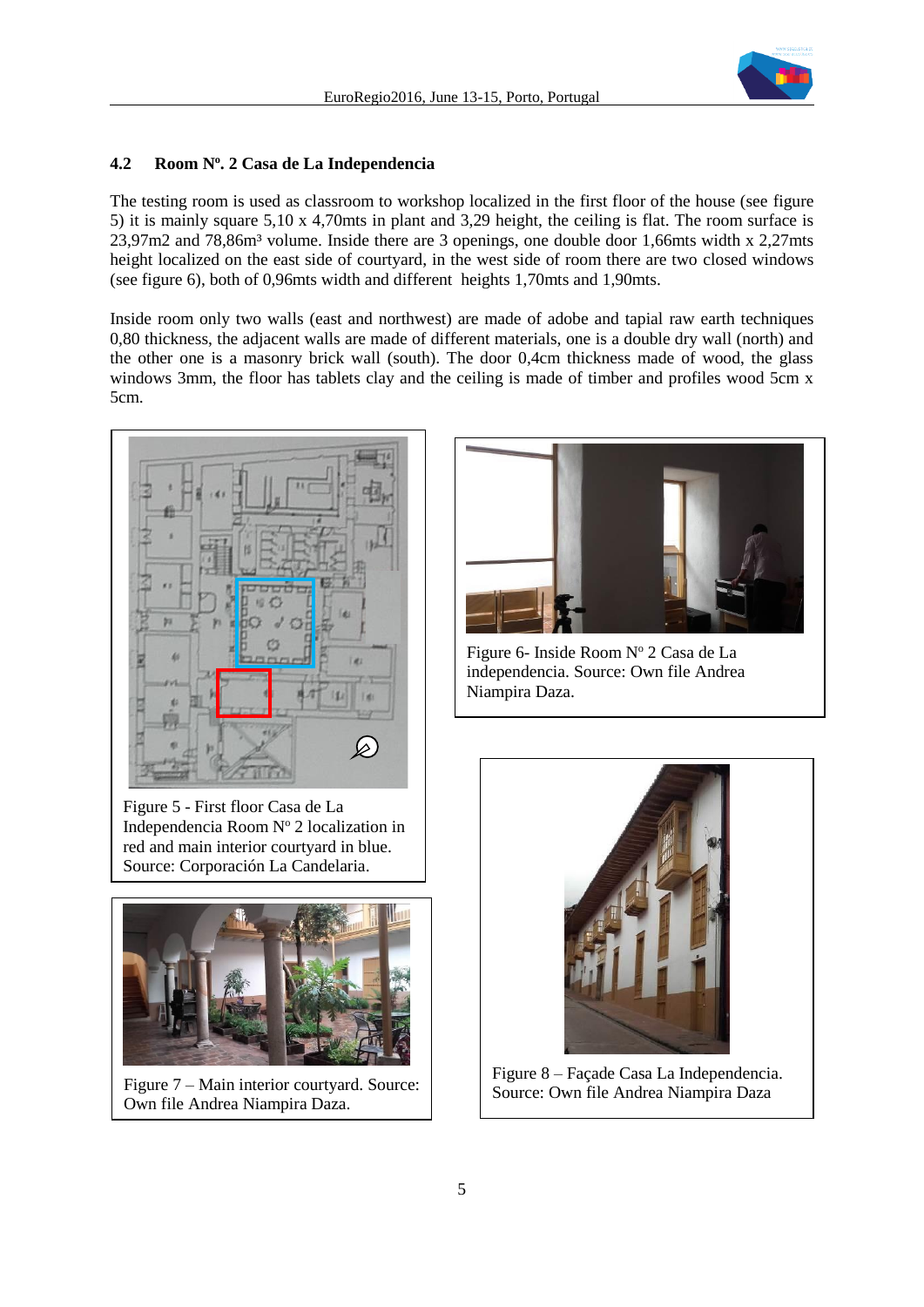### 4.2 Room Nº. 2 Casa de La Independencia

The testing room is used as classroom to workshop localized in the first floor of the house (see figure 5) it is mainly square 5,10 x 4,70mts in plant and 3,29 height, the ceiling is flat. The room surface is 23,97m2 and 78,86m³ volume. Inside there are 3 openings, one double door 1,66mts width x 2,27mts height localized on the east side of courtyard, in the west side of room there are two closed windows (see figure 6), both of 0,96mts width and different heights 1,70mts and 1,90mts.

Inside room only two walls (east and northwest) are made of adobe and tapial raw earth techniques 0,80 thickness, the adjacent walls are made of different materials, one is a double dry wall (north) and the other one is a masonry brick wall (south). The door 0,4cm thickness made of wood, the glass windows 3mm, the floor has tablets clay and the ceiling is made of timber and profiles wood 5cm x 5cm.

Figure 5 - First floor Casa de La Independencia Room Nº 2 localization in red and main interior courtyard in blue. Source: Corporación La Candelaria.

Figure 6- Inside Room Nº 2 Casa de La independencia. Source: Own file Andrea Niampira Daza.

Figure 7 – Main interior courtyard. Source: Own file Andrea Niampira Daza.

Figure 8 – Façade Casa La Independencia. Source: Own file Andrea Niampira Daza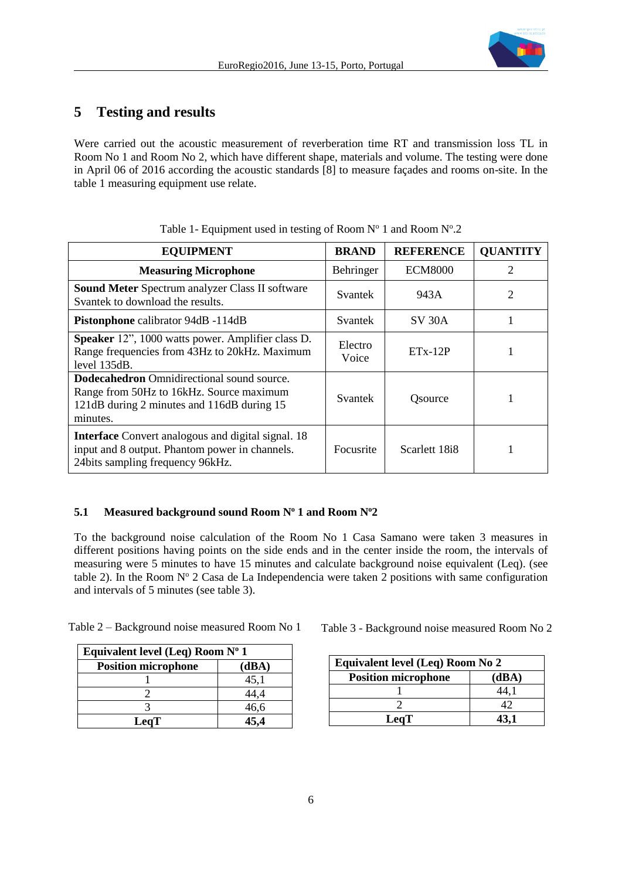## 5 Testing and results

Were carried out the acoustic measurement of reverberation time RT and transmission loss TL in Room No 1 and Room No 2, which have different shape, materials and volume. The testing were done in April 06 of 2016 according the acoustic standards [8] to measure façades and rooms on-site. In the table 1 measuring equipment use relate.

Table 1- Equipment used in testing of Room Nº 1 and Room Nº.2

| EQUIPMENT | BRAND | REFERENCE | QUANTITY |
|---|---|---|---|
| **Measuring Microphone** | Behringer | ECM8000 | 2 |
| **Sound Meter** Spectrum analyzer Class II software Svantek to download the results. | Svantek | 943A | 2 |
| **Pistonphone** calibrator 94dB -114dB | Svantek | SV 30A | 1 |
| **Speaker** 12", 1000 watts power. Amplifier class D. Range frequencies from 43Hz to 20kHz. Maximum level 135dB. | Electro Voice | ETx-12P | 1 |
| **Dodecahedron** Omnidirectional sound source. Range from 50Hz to 16kHz. Source maximum 121dB during 2 minutes and 116dB during 15 minutes. | Svantek | Qsource | 1 |
| **Interface** Convert analogous and digital signal. 18 input and 8 output. Phantom power in channels. 24bits sampling frequency 96kHz. | Focusrite | Scarlett 18i8 | 1 |

### 5.1 Measured background sound Room Nº 1 and Room Nº2

To the background noise calculation of the Room No 1 Casa Samano were taken 3 measures in different positions having points on the side ends and in the center inside the room, the intervals of measuring were 5 minutes to have 15 minutes and calculate background noise equivalent (Leq). (see table 2). In the Room Nº 2 Casa de La Independencia were taken 2 positions with same configuration and intervals of 5 minutes (see table 3).

Table 2 – Background noise measured Room No 1

| Equivalent level (Leq) Room Nº 1 | |
|---|---|
| **Position microphone** | **(dBA)** |
| 1 | 45,1 |
| 2 | 44,4 |
| 3 | 46,6 |
| **LeqT** | **45,4** |

Table 3 - Background noise measured Room No 2

| Equivalent level (Leq) Room No 2 | |
|---|---|
| **Position microphone** | **(dBA)** |
| 1 | 44,1 |
| 2 | 42 |
| **LeqT** | **43,1** |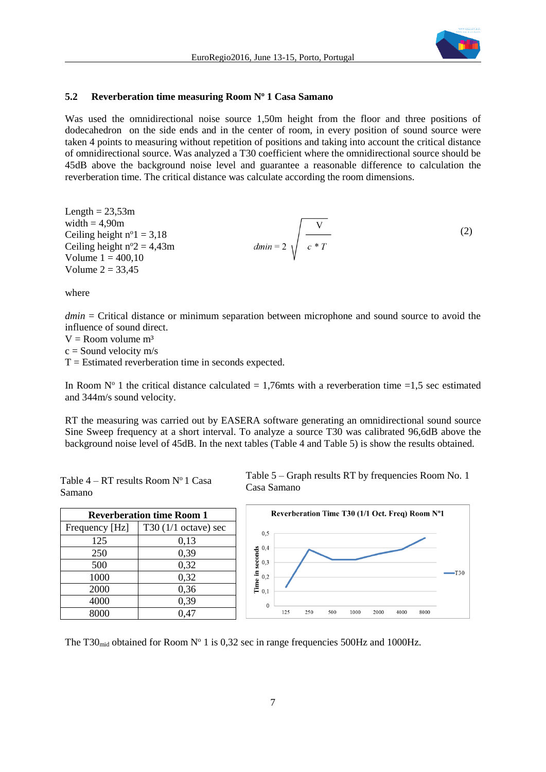## 5.2 Reverberation time measuring Room Nº 1 Casa Samano

Was used the omnidirectional noise source 1,50m height from the floor and three positions of dodecahedron on the side ends and in the center of room, in every position of sound source were taken 4 points to measuring without repetition of positions and taking into account the critical distance of omnidirectional source. Was analyzed a T30 coefficient where the omnidirectional source should be 45dB above the background noise level and guarantee a reasonable difference to calculation the reverberation time. The critical distance was calculate according the room dimensions.

Length = 23,53m
width = 4,90m
Ceiling height nº1 = 3,18
Ceiling height nº2 = 4,43m
Volume 1 = 400,10
Volume 2 = 33,45

$$dmin = 2\sqrt{\frac{V}{c * T}} \tag{2}$$

where

*dmin* = Critical distance or minimum separation between microphone and sound source to avoid the influence of sound direct.
V = Room volume m³
c = Sound velocity m/s
T = Estimated reverberation time in seconds expected.

In Room Nº 1 the critical distance calculated = 1,76mts with a reverberation time =1,5 sec estimated and 344m/s sound velocity.

RT the measuring was carried out by EASERA software generating an omnidirectional sound source Sine Sweep frequency at a short interval. To analyze a source T30 was calibrated 96,6dB above the background noise level of 45dB. In the next tables (Table 4 and Table 5) is show the results obtained.

Table 4 – RT results Room Nº 1 Casa Samano

| Reverberation time Room 1 | |
|---|---|
| Frequency [Hz] | T30 (1/1 octave) sec |
| 125 | 0,13 |
| 250 | 0,39 |
| 500 | 0,32 |
| 1000 | 0,32 |
| 2000 | 0,36 |
| 4000 | 0,39 |
| 8000 | 0,47 |

Table 5 – Graph results RT by frequencies Room No. 1 Casa Samano

The $T30_{mid}$ obtained for Room Nº 1 is 0,32 sec in range frequencies 500Hz and 1000Hz.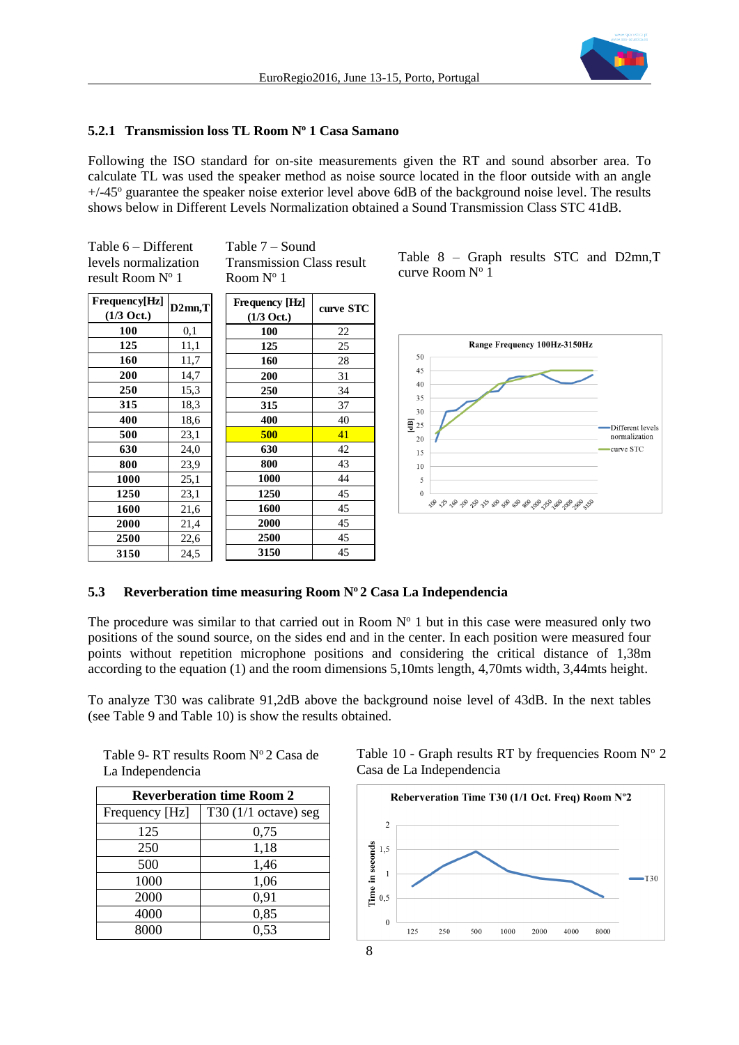### 5.2.1 Transmission loss TL Room Nº 1 Casa Samano

Following the ISO standard for on-site measurements given the RT and sound absorber area. To calculate TL was used the speaker method as noise source located in the floor outside with an angle +/-45º guarantee the speaker noise exterior level above 6dB of the background noise level. The results shows below in Different Levels Normalization obtained a Sound Transmission Class STC 41dB.

Table 6 – Different levels normalization result Room Nº 1

| Frequency[Hz] (1/3 Oct.) | D2mn,T |
|---|---|
| 100 | 0,1 |
| 125 | 11,1 |
| 160 | 11,7 |
| 200 | 14,7 |
| 250 | 15,3 |
| 315 | 18,3 |
| 400 | 18,6 |
| 500 | 23,1 |
| 630 | 24,0 |
| 800 | 23,9 |
| 1000 | 25,1 |
| 1250 | 23,1 |
| 1600 | 21,6 |
| 2000 | 21,4 |
| 2500 | 22,6 |
| 3150 | 24,5 |

Table 7 – Sound Transmission Class result Room Nº 1

| Frequency [Hz] (1/3 Oct.) | curve STC |
|---|---|
| 100 | 22 |
| 125 | 25 |
| 160 | 28 |
| 200 | 31 |
| 250 | 34 |
| 315 | 37 |
| 400 | 40 |
| **500** | **41** |
| 630 | 42 |
| 800 | 43 |
| 1000 | 44 |
| 1250 | 45 |
| 1600 | 45 |
| 2000 | 45 |
| 2500 | 45 |
| 3150 | 45 |

Table 8 – Graph results STC and D2mn,T curve Room Nº 1

### 5.3 Reverberation time measuring Room Nº 2 Casa La Independencia

The procedure was similar to that carried out in Room Nº 1 but in this case were measured only two positions of the sound source, on the sides end and in the center. In each position were measured four points without repetition microphone positions and considering the critical distance of 1,38m according to the equation (1) and the room dimensions 5,10mts length, 4,70mts width, 3,44mts height.

To analyze T30 was calibrate 91,2dB above the background noise level of 43dB. In the next tables (see Table 9 and Table 10) is show the results obtained.

Table 9- RT results Room Nº 2 Casa de La Independencia

| Reverberation time Room 2 | |
|---|---|
| Frequency [Hz] | T30 (1/1 octave) seg |
| 125 | 0,75 |
| 250 | 1,18 |
| 500 | 1,46 |
| 1000 | 1,06 |
| 2000 | 0,91 |
| 4000 | 0,85 |
| 8000 | 0,53 |

Table 10 - Graph results RT by frequencies Room Nº 2 Casa de La Independencia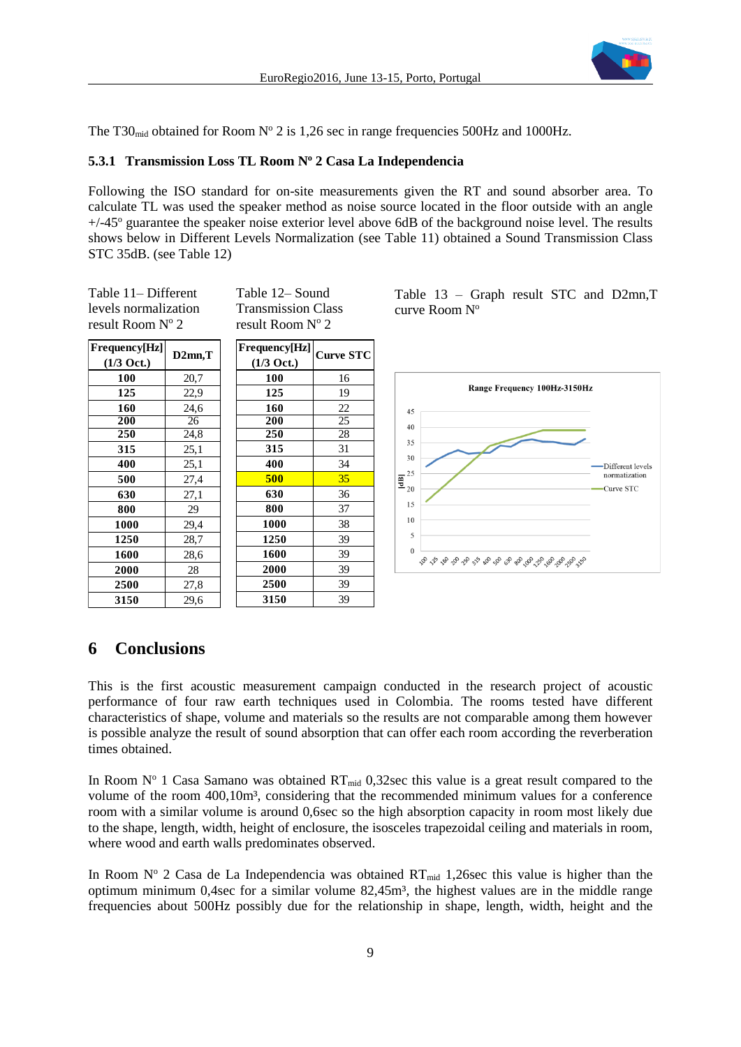The $T30_{mid}$ obtained for Room Nº 2 is 1,26 sec in range frequencies 500Hz and 1000Hz.

### 5.3.1 Transmission Loss TL Room Nº 2 Casa La Independencia

Following the ISO standard for on-site measurements given the RT and sound absorber area. To calculate TL was used the speaker method as noise source located in the floor outside with an angle +/-45º guarantee the speaker noise exterior level above 6dB of the background noise level. The results shows below in Different Levels Normalization (see Table 11) obtained a Sound Transmission Class STC 35dB. (see Table 12)

Table 11– Different levels normalization result Room Nº 2

| Frequency[Hz] (1/3 Oct.) | D2mn,T |
|---|---|
| 100 | 20,7 |
| 125 | 22,9 |
| 160 | 24,6 |
| 200 | 26 |
| 250 | 24,8 |
| 315 | 25,1 |
| 400 | 25,1 |
| 500 | 27,4 |
| 630 | 27,1 |
| 800 | 29 |
| 1000 | 29,4 |
| 1250 | 28,7 |
| 1600 | 28,6 |
| 2000 | 28 |
| 2500 | 27,8 |
| 3150 | 29,6 |

Table 12– Sound Transmission Class result Room Nº 2

| Frequency[Hz] (1/3 Oct.) | Curve STC |
|---|---|
| 100 | 16 |
| 125 | 19 |
| 160 | 22 |
| 200 | 25 |
| 250 | 28 |
| 315 | 31 |
| 400 | 34 |
| 500 | 35 |
| 630 | 36 |
| 800 | 37 |
| 1000 | 38 |
| 1250 | 39 |
| 1600 | 39 |
| 2000 | 39 |
| 2500 | 39 |
| 3150 | 39 |

Table 13 – Graph result STC and D2mn,T curve Room Nº

## 6 Conclusions

This is the first acoustic measurement campaign conducted in the research project of acoustic performance of four raw earth techniques used in Colombia. The rooms tested have different characteristics of shape, volume and materials so the results are not comparable among them however is possible analyze the result of sound absorption that can offer each room according the reverberation times obtained.

In Room Nº 1 Casa Samano was obtained $RT_{mid}$ 0,32sec this value is a great result compared to the volume of the room 400,10m³, considering that the recommended minimum values for a conference room with a similar volume is around 0,6sec so the high absorption capacity in room most likely due to the shape, length, width, height of enclosure, the isosceles trapezoidal ceiling and materials in room, where wood and earth walls predominates observed.

In Room Nº 2 Casa de La Independencia was obtained $RT_{mid}$ 1,26sec this value is higher than the optimum minimum 0,4sec for a similar volume 82,45m³, the highest values are in the middle range frequencies about 500Hz possibly due for the relationship in shape, length, width, height and the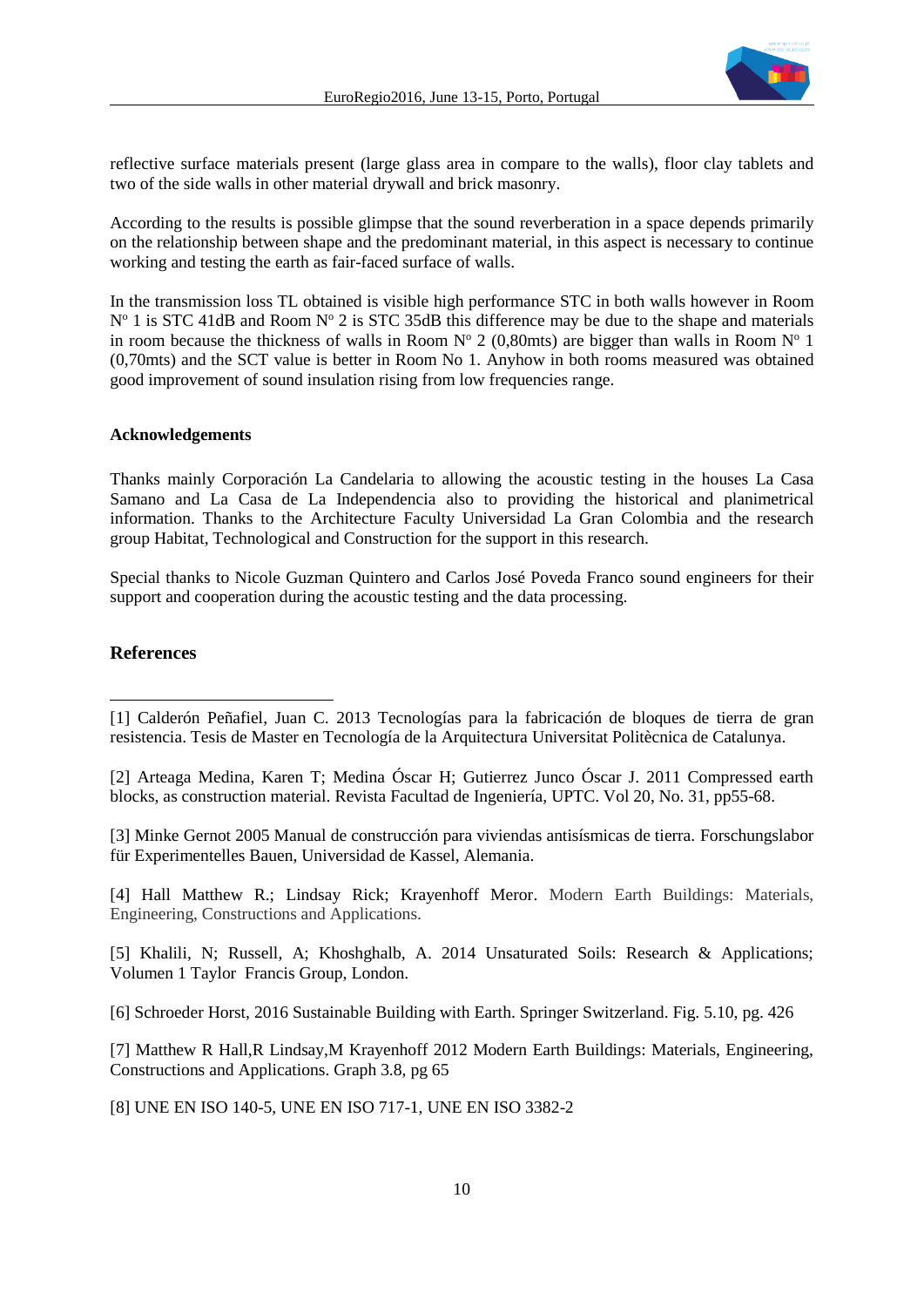reflective surface materials present (large glass area in compare to the walls), floor clay tablets and two of the side walls in other material drywall and brick masonry.

According to the results is possible glimpse that the sound reverberation in a space depends primarily on the relationship between shape and the predominant material, in this aspect is necessary to continue working and testing the earth as fair-faced surface of walls.

In the transmission loss TL obtained is visible high performance STC in both walls however in Room Nº 1 is STC 41dB and Room Nº 2 is STC 35dB this difference may be due to the shape and materials in room because the thickness of walls in Room Nº 2 (0,80mts) are bigger than walls in Room Nº 1 (0,70mts) and the SCT value is better in Room No 1. Anyhow in both rooms measured was obtained good improvement of sound insulation rising from low frequencies range.

### Acknowledgements

Thanks mainly Corporación La Candelaria to allowing the acoustic testing in the houses La Casa Samano and La Casa de La Independencia also to providing the historical and planimetrical information. Thanks to the Architecture Faculty Universidad La Gran Colombia and the research group Habitat, Technological and Construction for the support in this research.

Special thanks to Nicole Guzman Quintero and Carlos José Poveda Franco sound engineers for their support and cooperation during the acoustic testing and the data processing.

## References

[1] Calderón Peñafiel, Juan C. 2013 Tecnologías para la fabricación de bloques de tierra de gran resistencia. Tesis de Master en Tecnología de la Arquitectura Universitat Politècnica de Catalunya.

[2] Arteaga Medina, Karen T; Medina Óscar H; Gutierrez Junco Óscar J. 2011 Compressed earth blocks, as construction material. Revista Facultad de Ingeniería, UPTC. Vol 20, No. 31, pp55-68.

[3] Minke Gernot 2005 Manual de construcción para viviendas antisísmicas de tierra. Forschungslabor für Experimentelles Bauen, Universidad de Kassel, Alemania.

[4] Hall Matthew R.; Lindsay Rick; Krayenhoff Meror. Modern Earth Buildings: Materials, Engineering, Constructions and Applications.

[5] Khalili, N; Russell, A; Khoshghalb, A. 2014 Unsaturated Soils: Research & Applications; Volumen 1 Taylor Francis Group, London.

[6] Schroeder Horst, 2016 Sustainable Building with Earth. Springer Switzerland. Fig. 5.10, pg. 426

[7] Matthew R Hall,R Lindsay,M Krayenhoff 2012 Modern Earth Buildings: Materials, Engineering, Constructions and Applications. Graph 3.8, pg 65

[8] UNE EN ISO 140-5, UNE EN ISO 717-1, UNE EN ISO 3382-2